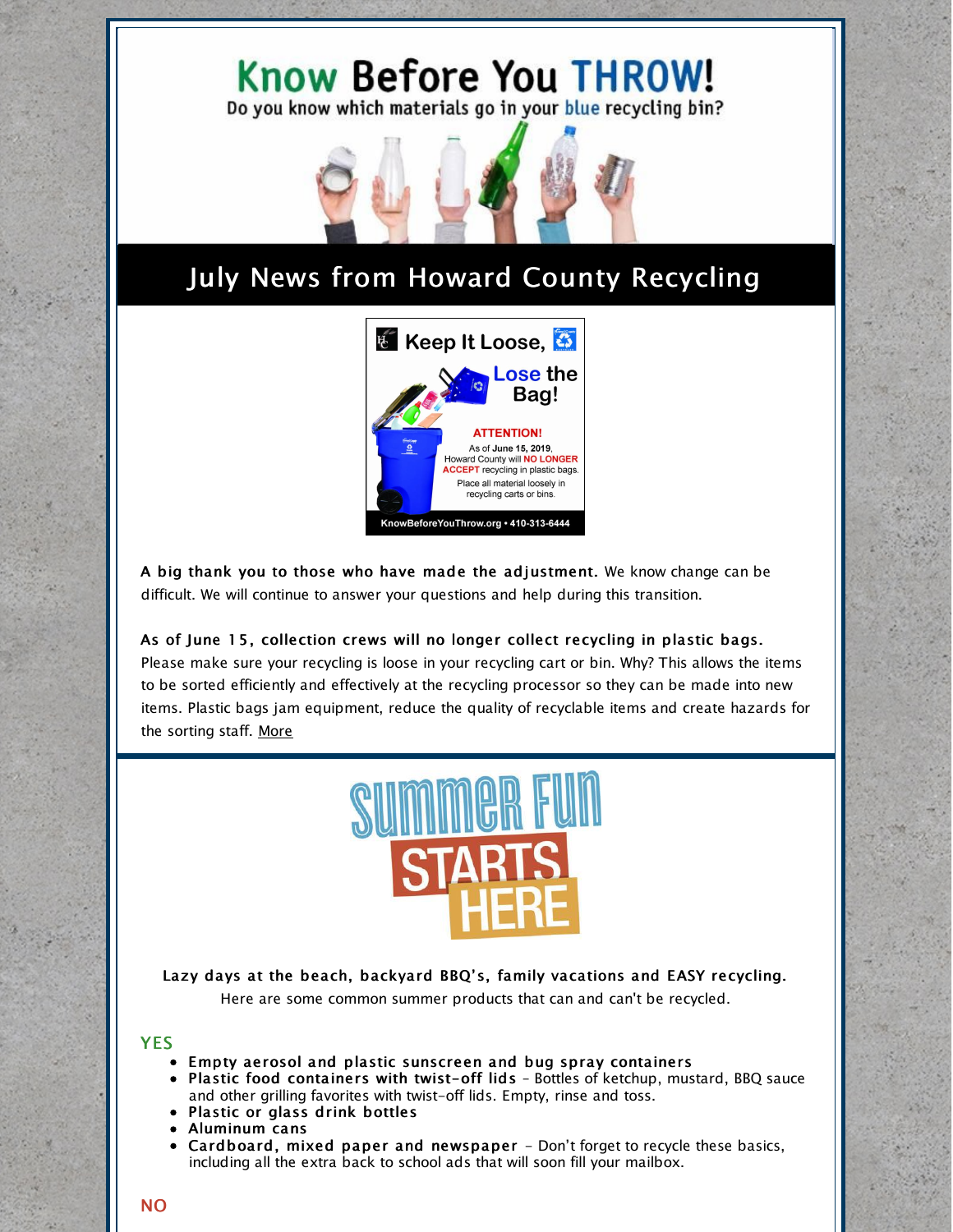# Know Before You THROW!

Do you know which materials go in your blue recycling bin?

## July News from Howard County Recycling

**Keep It Loose, Lose the Bag!**

**ATTENTION!**
As of **June 15, 2019**, Howard County will **NO LONGER ACCEPT** recycling in plastic bags. Place all material loosely in recycling carts or bins.

KnowBeforeYouThrow.org • 410-313-6444

**A big thank you to those who have made the adjustment.** We know change can be difficult. We will continue to answer your questions and help during this transition.

**As of June 15, collection crews will no longer collect recycling in plastic bags.** Please make sure your recycling is loose in your recycling cart or bin. Why? This allows the items to be sorted efficiently and effectively at the recycling processor so they can be made into new items. Plastic bags jam equipment, reduce the quality of recyclable items and create hazards for the sorting staff. More

## SUMMER FUN STARTS HERE

**Lazy days at the beach, backyard BBQ's, family vacations and EASY recycling.**
Here are some common summer products that can and can't be recycled.

### YES

- **Empty aerosol and plastic sunscreen and bug spray containers**
- **Plastic food containers with twist-off lids** – Bottles of ketchup, mustard, BBQ sauce and other grilling favorites with twist-off lids. Empty, rinse and toss.
- **Plastic or glass drink bottles**
- **Aluminum cans**
- **Cardboard, mixed paper and newspaper** – Don't forget to recycle these basics, including all the extra back to school ads that will soon fill your mailbox.

### NO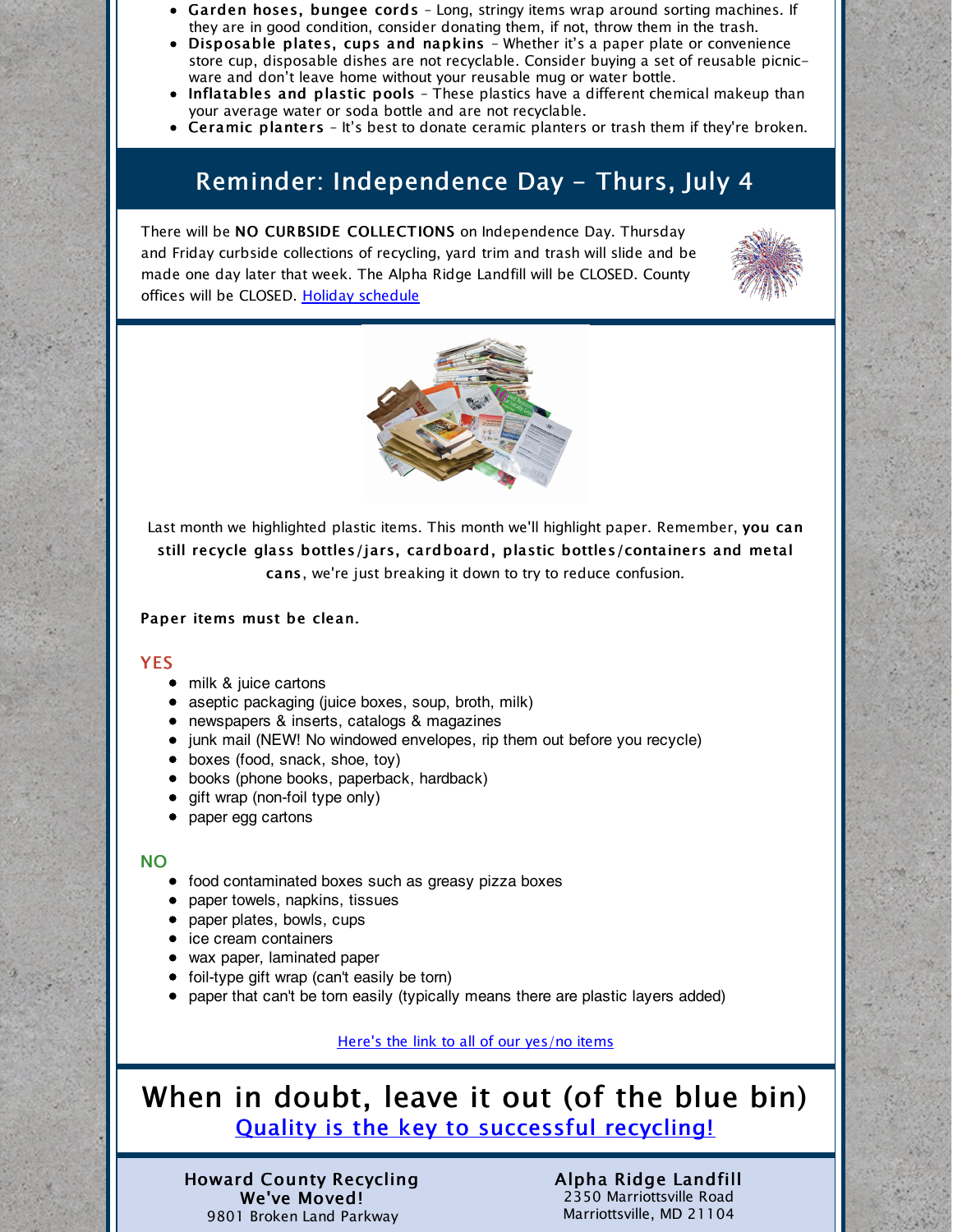- **Garden hoses, bungee cords** – Long, stringy items wrap around sorting machines. If they are in good condition, consider donating them, if not, throw them in the trash.
- **Disposable plates, cups and napkins** – Whether it's a paper plate or convenience store cup, disposable dishes are not recyclable. Consider buying a set of reusable picnic-ware and don't leave home without your reusable mug or water bottle.
- **Inflatables and plastic pools** – These plastics have a different chemical makeup than your average water or soda bottle and are not recyclable.
- **Ceramic planters** – It's best to donate ceramic planters or trash them if they're broken.

## Reminder: Independence Day - Thurs, July 4

There will be **NO CURBSIDE COLLECTIONS** on Independence Day. Thursday and Friday curbside collections of recycling, yard trim and trash will slide and be made one day later that week. The Alpha Ridge Landfill will be CLOSED. County offices will be CLOSED. [Holiday schedule]

Last month we highlighted plastic items. This month we'll highlight paper. Remember, **you can still recycle glass bottles/jars, cardboard, plastic bottles/containers and metal cans**, we're just breaking it down to try to reduce confusion.

**Paper items must be clean.**

### YES

- milk & juice cartons
- aseptic packaging (juice boxes, soup, broth, milk)
- newspapers & inserts, catalogs & magazines
- junk mail (NEW! No windowed envelopes, rip them out before you recycle)
- boxes (food, snack, shoe, toy)
- books (phone books, paperback, hardback)
- gift wrap (non-foil type only)
- paper egg cartons

### NO

- food contaminated boxes such as greasy pizza boxes
- paper towels, napkins, tissues
- paper plates, bowls, cups
- ice cream containers
- wax paper, laminated paper
- foil-type gift wrap (can't easily be torn)
- paper that can't be torn easily (typically means there are plastic layers added)

[Here's the link to all of our yes/no items]

# When in doubt, leave it out (of the blue bin)

[Quality is the key to successful recycling!]

**Howard County Recycling**
**We've Moved!**
9801 Broken Land Parkway

**Alpha Ridge Landfill**
2350 Marriottsville Road
Marriottsville, MD 21104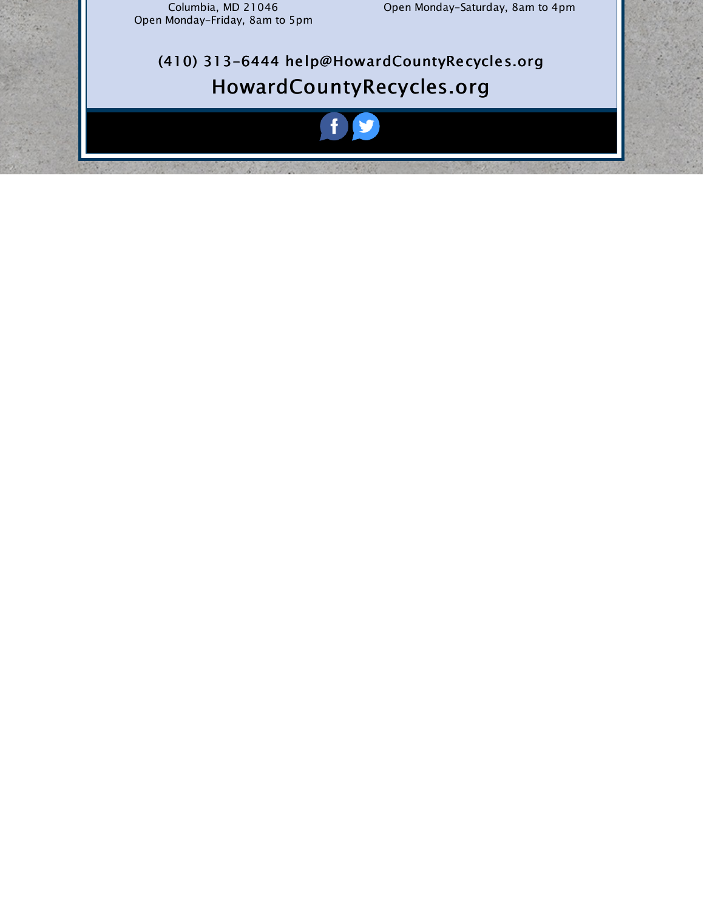Columbia, MD 21046
Open Monday-Friday, 8am to 5pm

Open Monday-Saturday, 8am to 4pm

(410) 313-6444 help@HowardCountyRecycles.org

HowardCountyRecycles.org